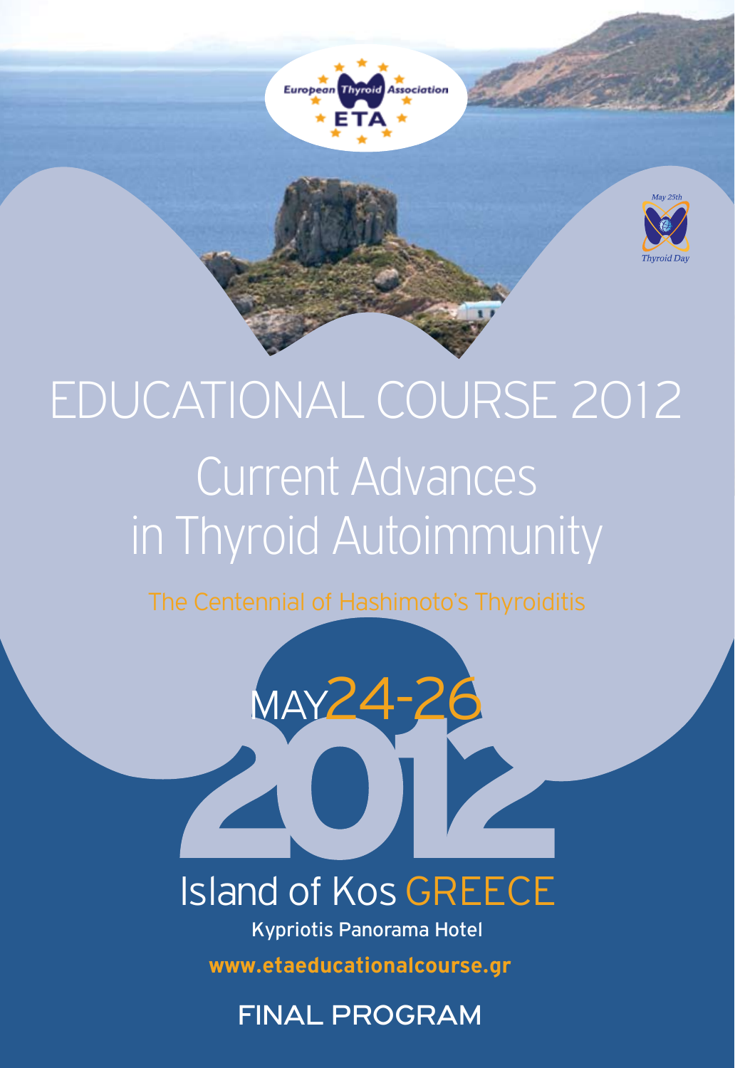European Thyroid Association
ETA

May 25th
Thyroid Day

# EDUCATIONAL COURSE 2012

## Current Advances in Thyroid Autoimmunity

### The Centennial of Hashimoto's Thyroiditis

MAY 24-26
2012

Island of Kos GREECE

Kypriotis Panorama Hotel

www.etaeducationalcourse.gr

FINAL PROGRAM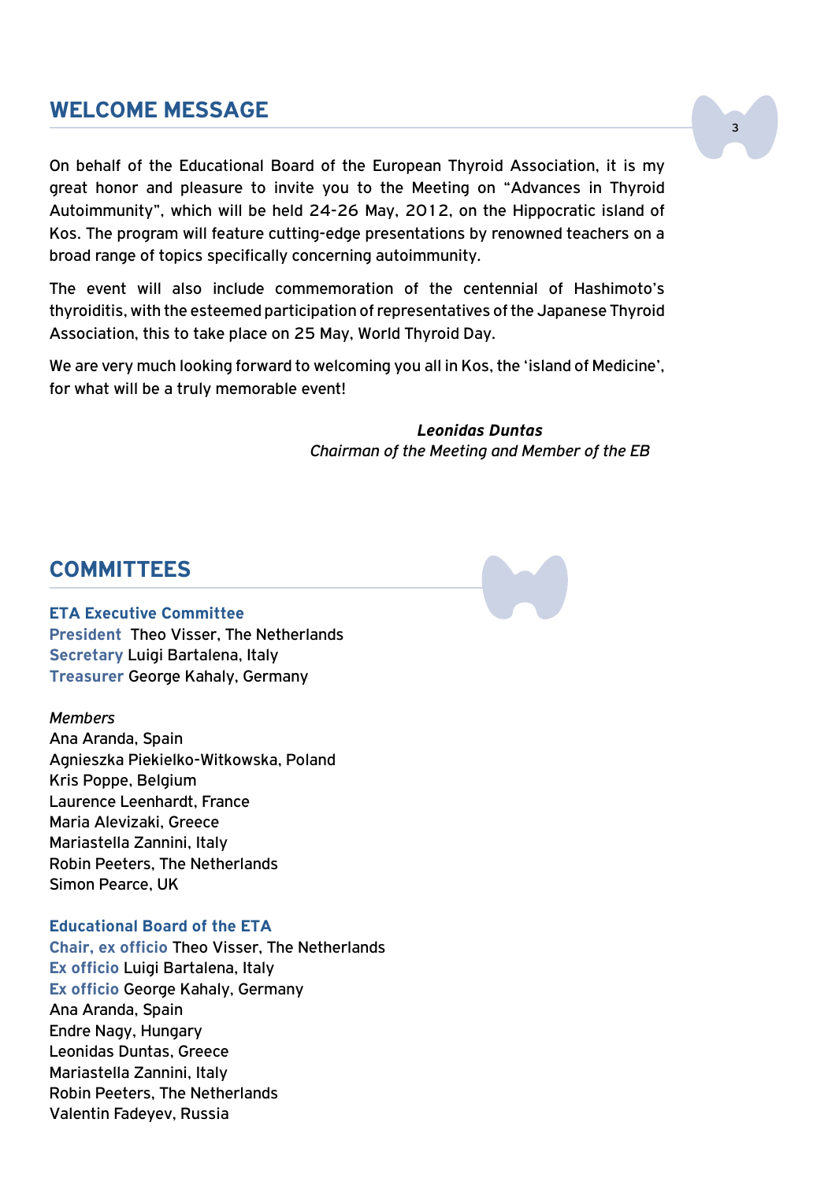## WELCOME MESSAGE

On behalf of the Educational Board of the European Thyroid Association, it is my great honor and pleasure to invite you to the Meeting on “Advances in Thyroid Autoimmunity”, which will be held 24-26 May, 2012, on the Hippocratic island of Kos. The program will feature cutting-edge presentations by renowned teachers on a broad range of topics specifically concerning autoimmunity.

The event will also include commemoration of the centennial of Hashimoto’s thyroiditis, with the esteemed participation of representatives of the Japanese Thyroid Association, this to take place on 25 May, World Thyroid Day.

We are very much looking forward to welcoming you all in Kos, the ‘island of Medicine’, for what will be a truly memorable event!

***Leonidas Duntas***
*Chairman of the Meeting and Member of the EB*

## COMMITTEES

### ETA Executive Committee

**President** Theo Visser, The Netherlands
**Secretary** Luigi Bartalena, Italy
**Treasurer** George Kahaly, Germany

*Members*
Ana Aranda, Spain
Agnieszka Piekielko-Witkowska, Poland
Kris Poppe, Belgium
Laurence Leenhardt, France
Maria Alevizaki, Greece
Mariastella Zannini, Italy
Robin Peeters, The Netherlands
Simon Pearce, UK

### Educational Board of the ETA

**Chair, ex officio** Theo Visser, The Netherlands
**Ex officio** Luigi Bartalena, Italy
**Ex officio** George Kahaly, Germany
Ana Aranda, Spain
Endre Nagy, Hungary
Leonidas Duntas, Greece
Mariastella Zannini, Italy
Robin Peeters, The Netherlands
Valentin Fadeyev, Russia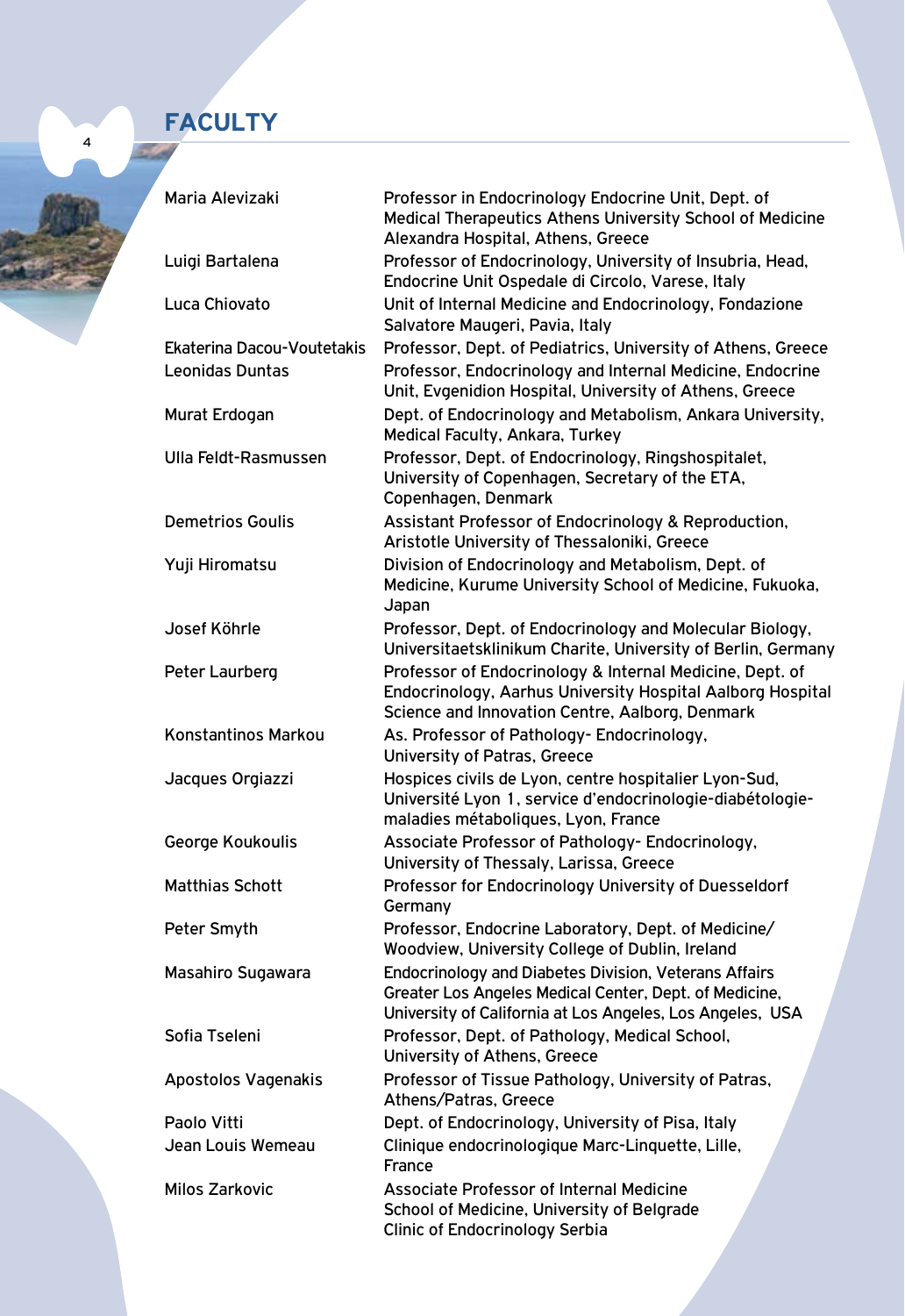# FACULTY

| | |
|---|---|
| Maria Alevizaki | Professor in Endocrinology Endocrine Unit, Dept. of Medical Therapeutics Athens University School of Medicine Alexandra Hospital, Athens, Greece |
| Luigi Bartalena | Professor of Endocrinology, University of Insubria, Head, Endocrine Unit Ospedale di Circolo, Varese, Italy |
| Luca Chiovato | Unit of Internal Medicine and Endocrinology, Fondazione Salvatore Maugeri, Pavia, Italy |
| Ekaterina Dacou-Voutetakis | Professor, Dept. of Pediatrics, University of Athens, Greece |
| Leonidas Duntas | Professor, Endocrinology and Internal Medicine, Endocrine Unit, Evgenidion Hospital, University of Athens, Greece |
| Murat Erdogan | Dept. of Endocrinology and Metabolism, Ankara University, Medical Faculty, Ankara, Turkey |
| Ulla Feldt-Rasmussen | Professor, Dept. of Endocrinology, Ringshospitalet, University of Copenhagen, Secretary of the ETA, Copenhagen, Denmark |
| Demetrios Goulis | Assistant Professor of Endocrinology & Reproduction, Aristotle University of Thessaloniki, Greece |
| Yuji Hiromatsu | Division of Endocrinology and Metabolism, Dept. of Medicine, Kurume University School of Medicine, Fukuoka, Japan |
| Josef Köhrle | Professor, Dept. of Endocrinology and Molecular Biology, Universitaetsklinikum Charite, University of Berlin, Germany |
| Peter Laurberg | Professor of Endocrinology & Internal Medicine, Dept. of Endocrinology, Aarhus University Hospital Aalborg Hospital Science and Innovation Centre, Aalborg, Denmark |
| Konstantinos Markou | As. Professor of Pathology- Endocrinology, University of Patras, Greece |
| Jacques Orgiazzi | Hospices civils de Lyon, centre hospitalier Lyon-Sud, Université Lyon 1, service d'endocrinologie-diabétologie-maladies métaboliques, Lyon, France |
| George Koukoulis | Associate Professor of Pathology- Endocrinology, University of Thessaly, Larissa, Greece |
| Matthias Schott | Professor for Endocrinology University of Duesseldorf Germany |
| Peter Smyth | Professor, Endocrine Laboratory, Dept. of Medicine/ Woodview, University College of Dublin, Ireland |
| Masahiro Sugawara | Endocrinology and Diabetes Division, Veterans Affairs Greater Los Angeles Medical Center, Dept. of Medicine, University of California at Los Angeles, Los Angeles, USA |
| Sofia Tseleni | Professor, Dept. of Pathology, Medical School, University of Athens, Greece |
| Apostolos Vagenakis | Professor of Tissue Pathology, University of Patras, Athens/Patras, Greece |
| Paolo Vitti | Dept. of Endocrinology, University of Pisa, Italy |
| Jean Louis Wemeau | Clinique endocrinologique Marc-Linquette, Lille, France |
| Milos Zarkovic | Associate Professor of Internal Medicine School of Medicine, University of Belgrade Clinic of Endocrinology Serbia |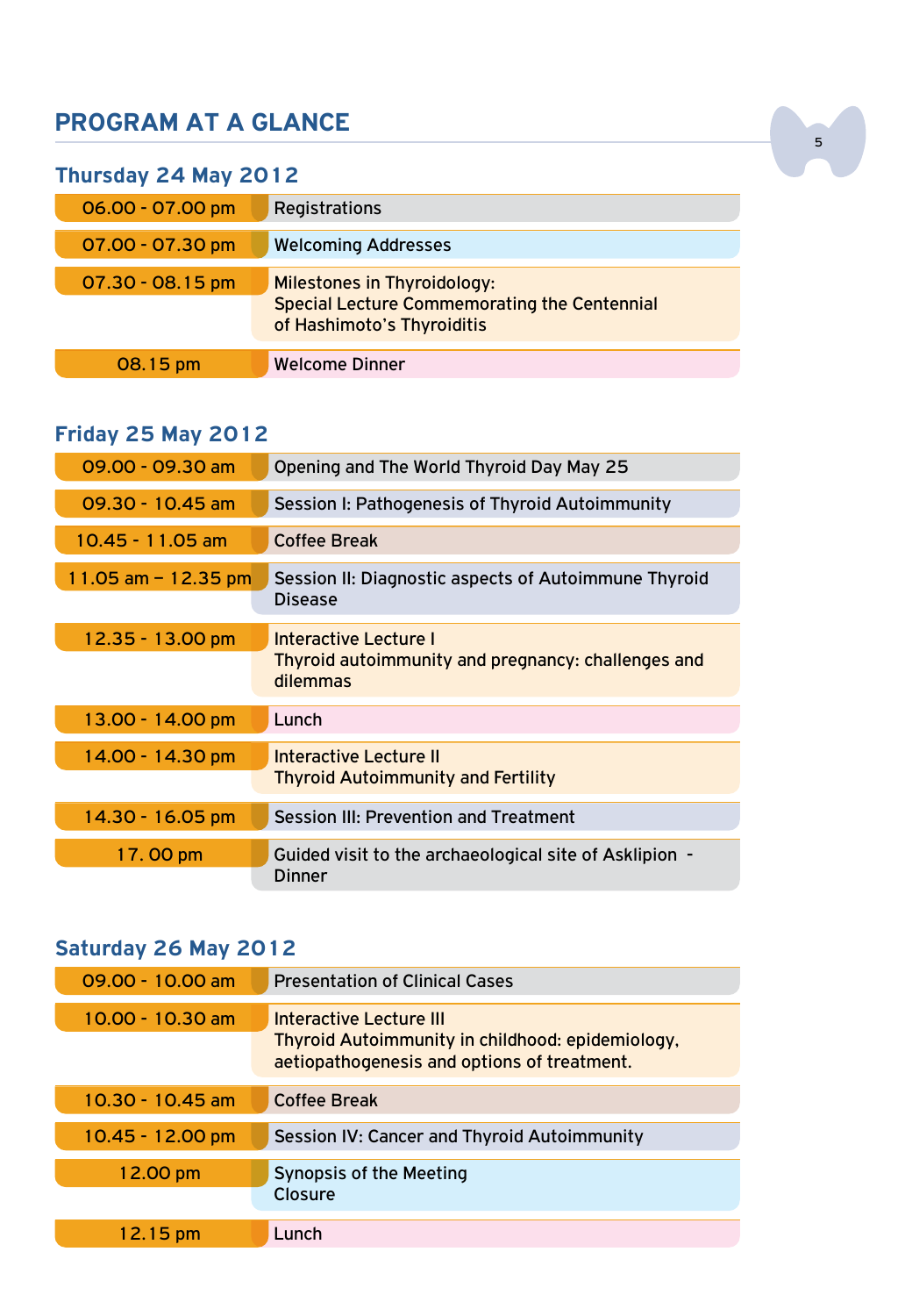# PROGRAM AT A GLANCE

## Thursday 24 May 2012

| Time | Event |
|---|---|
| 06.00 - 07.00 pm | Registrations |
| 07.00 - 07.30 pm | Welcoming Addresses |
| 07.30 - 08.15 pm | Milestones in Thyroidology:<br>Special Lecture Commemorating the Centennial of Hashimoto's Thyroiditis |
| 08.15 pm | Welcome Dinner |

## Friday 25 May 2012

| Time | Event |
|---|---|
| 09.00 - 09.30 am | Opening and The World Thyroid Day May 25 |
| 09.30 - 10.45 am | Session I: Pathogenesis of Thyroid Autoimmunity |
| 10.45 - 11.05 am | Coffee Break |
| 11.05 am – 12.35 pm | Session II: Diagnostic aspects of Autoimmune Thyroid Disease |
| 12.35 - 13.00 pm | Interactive Lecture I<br>Thyroid autoimmunity and pregnancy: challenges and dilemmas |
| 13.00 - 14.00 pm | Lunch |
| 14.00 - 14.30 pm | Interactive Lecture II<br>Thyroid Autoimmunity and Fertility |
| 14.30 - 16.05 pm | Session III: Prevention and Treatment |
| 17. 00 pm | Guided visit to the archaeological site of Asklipion - Dinner |

## Saturday 26 May 2012

| Time | Event |
|---|---|
| 09.00 - 10.00 am | Presentation of Clinical Cases |
| 10.00 - 10.30 am | Interactive Lecture III<br>Thyroid Autoimmunity in childhood: epidemiology, aetiopathogenesis and options of treatment. |
| 10.30 - 10.45 am | Coffee Break |
| 10.45 - 12.00 pm | Session IV: Cancer and Thyroid Autoimmunity |
| 12.00 pm | Synopsis of the Meeting<br>Closure |
| 12.15 pm | Lunch |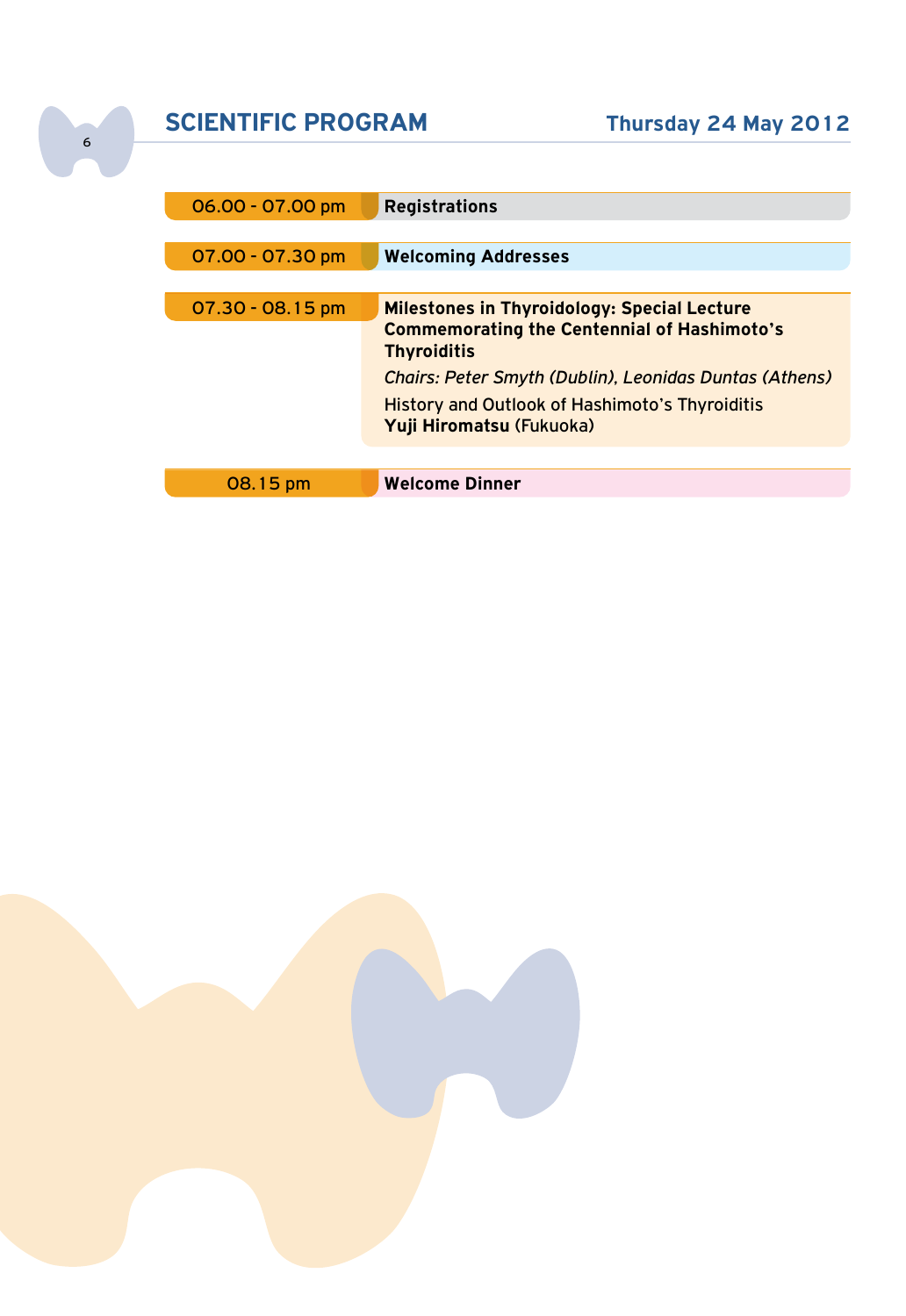# SCIENTIFIC PROGRAM

## Thursday 24 May 2012

| | |
|---|---|
| 06.00 - 07.00 pm | **Registrations** |
| 07.00 - 07.30 pm | **Welcoming Addresses** |
| 07.30 - 08.15 pm | **Milestones in Thyroidology: Special Lecture Commemorating the Centennial of Hashimoto's Thyroiditis**<br>*Chairs: Peter Smyth (Dublin), Leonidas Duntas (Athens)*<br>History and Outlook of Hashimoto's Thyroiditis<br>**Yuji Hiromatsu** (Fukuoka) |
| 08.15 pm | **Welcome Dinner** |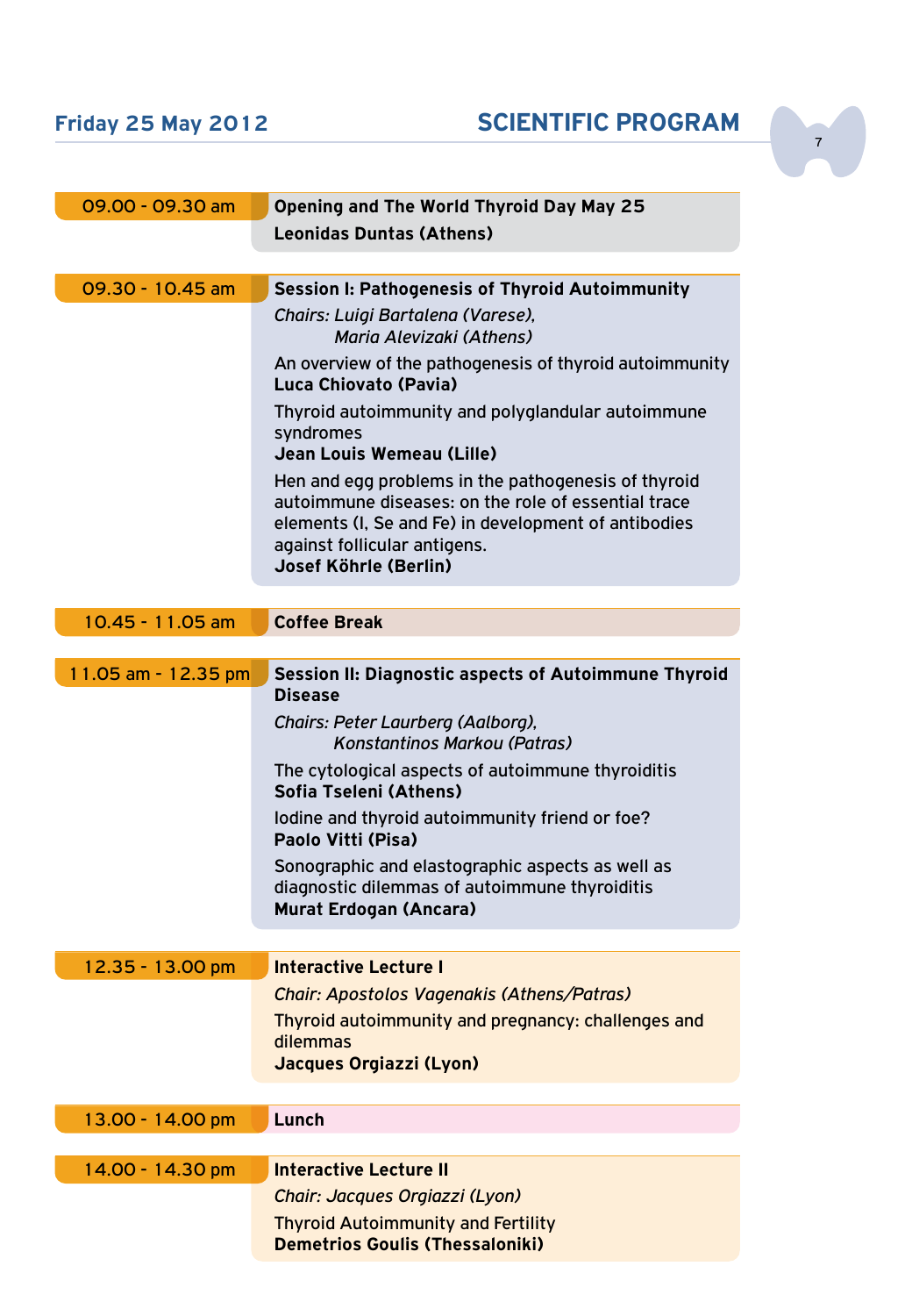## Friday 25 May 2012

# SCIENTIFIC PROGRAM

**09.00 - 09.30 am**

**Opening and The World Thyroid Day May 25**
**Leonidas Duntas (Athens)**

**09.30 - 10.45 am**

**Session I: Pathogenesis of Thyroid Autoimmunity**
*Chairs: Luigi Bartalena (Varese), Maria Alevizaki (Athens)*

An overview of the pathogenesis of thyroid autoimmunity
**Luca Chiovato (Pavia)**

Thyroid autoimmunity and polyglandular autoimmune syndromes
**Jean Louis Wemeau (Lille)**

Hen and egg problems in the pathogenesis of thyroid autoimmune diseases: on the role of essential trace elements (I, Se and Fe) in development of antibodies against follicular antigens.
**Josef Köhrle (Berlin)**

**10.45 - 11.05 am**

**Coffee Break**

**11.05 am - 12.35 pm**

**Session II: Diagnostic aspects of Autoimmune Thyroid Disease**
*Chairs: Peter Laurberg (Aalborg), Konstantinos Markou (Patras)*

The cytological aspects of autoimmune thyroiditis
**Sofia Tseleni (Athens)**

Iodine and thyroid autoimmunity friend or foe?
**Paolo Vitti (Pisa)**

Sonographic and elastographic aspects as well as diagnostic dilemmas of autoimmune thyroiditis
**Murat Erdogan (Ancara)**

**12.35 - 13.00 pm**

**Interactive Lecture I**
*Chair: Apostolos Vagenakis (Athens/Patras)*

Thyroid autoimmunity and pregnancy: challenges and dilemmas
**Jacques Orgiazzi (Lyon)**

**13.00 - 14.00 pm**

**Lunch**

**14.00 - 14.30 pm**

**Interactive Lecture II**
*Chair: Jacques Orgiazzi (Lyon)*

Thyroid Autoimmunity and Fertility
**Demetrios Goulis (Thessaloniki)**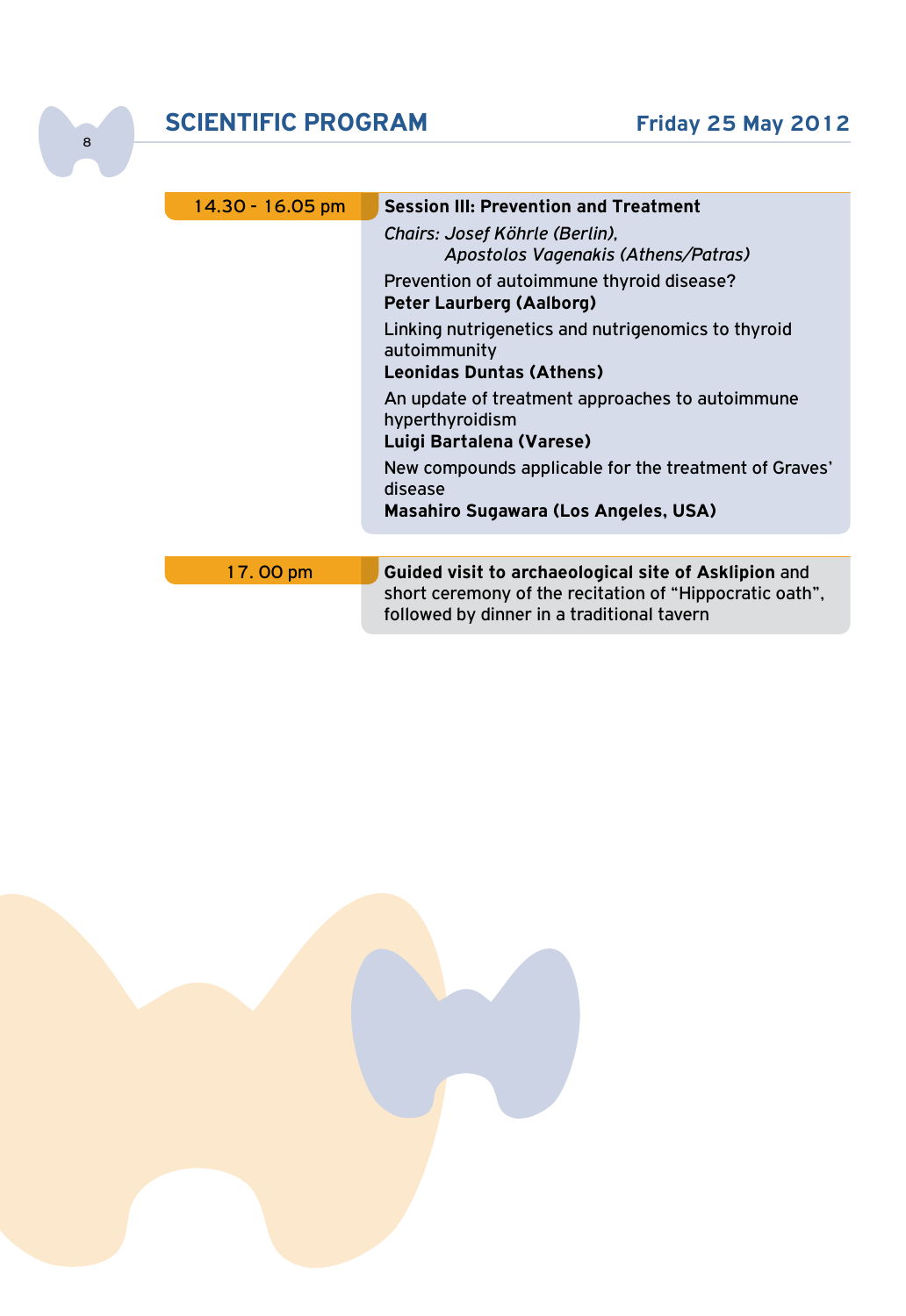## SCIENTIFIC PROGRAM

**Friday 25 May 2012**

| | |
|---|---|
| 14.30 - 16.05 pm | **Session III: Prevention and Treatment**<br>*Chairs: Josef Köhrle (Berlin), Apostolos Vagenakis (Athens/Patras)*<br>Prevention of autoimmune thyroid disease?<br>**Peter Laurberg (Aalborg)**<br>Linking nutrigenetics and nutrigenomics to thyroid autoimmunity<br>**Leonidas Duntas (Athens)**<br>An update of treatment approaches to autoimmune hyperthyroidism<br>**Luigi Bartalena (Varese)**<br>New compounds applicable for the treatment of Graves' disease<br>**Masahiro Sugawara (Los Angeles, USA)** |
| 17. 00 pm | **Guided visit to archaeological site of Asklipion** and short ceremony of the recitation of "Hippocratic oath", followed by dinner in a traditional tavern |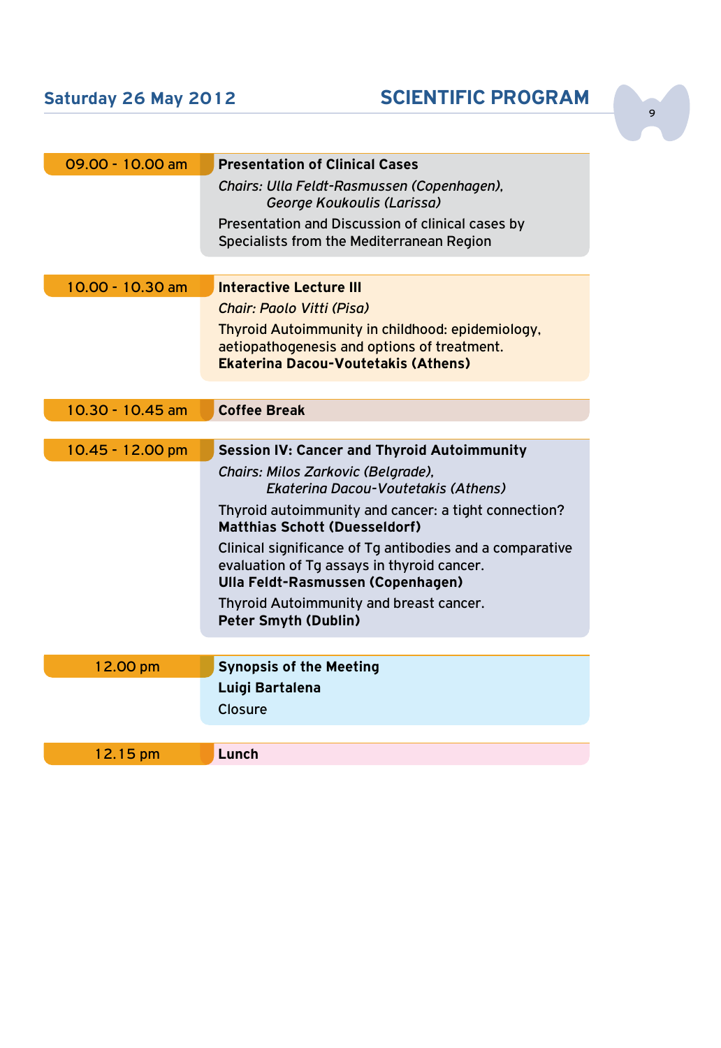## Saturday 26 May 2012

# SCIENTIFIC PROGRAM

**09.00 - 10.00 am**

**Presentation of Clinical Cases**

*Chairs: Ulla Feldt-Rasmussen (Copenhagen), George Koukoulis (Larissa)*

Presentation and Discussion of clinical cases by Specialists from the Mediterranean Region

**10.00 - 10.30 am**

**Interactive Lecture III**

*Chair: Paolo Vitti (Pisa)*

Thyroid Autoimmunity in childhood: epidemiology, aetiopathogenesis and options of treatment.
**Ekaterina Dacou-Voutetakis (Athens)**

**10.30 - 10.45 am**

**Coffee Break**

**10.45 - 12.00 pm**

**Session IV: Cancer and Thyroid Autoimmunity**

*Chairs: Milos Zarkovic (Belgrade), Ekaterina Dacou-Voutetakis (Athens)*

Thyroid autoimmunity and cancer: a tight connection?
**Matthias Schott (Duesseldorf)**

Clinical significance of Tg antibodies and a comparative evaluation of Tg assays in thyroid cancer.
**Ulla Feldt-Rasmussen (Copenhagen)**

Thyroid Autoimmunity and breast cancer.
**Peter Smyth (Dublin)**

**12.00 pm**

**Synopsis of the Meeting**

**Luigi Bartalena**

Closure

**12.15 pm**

**Lunch**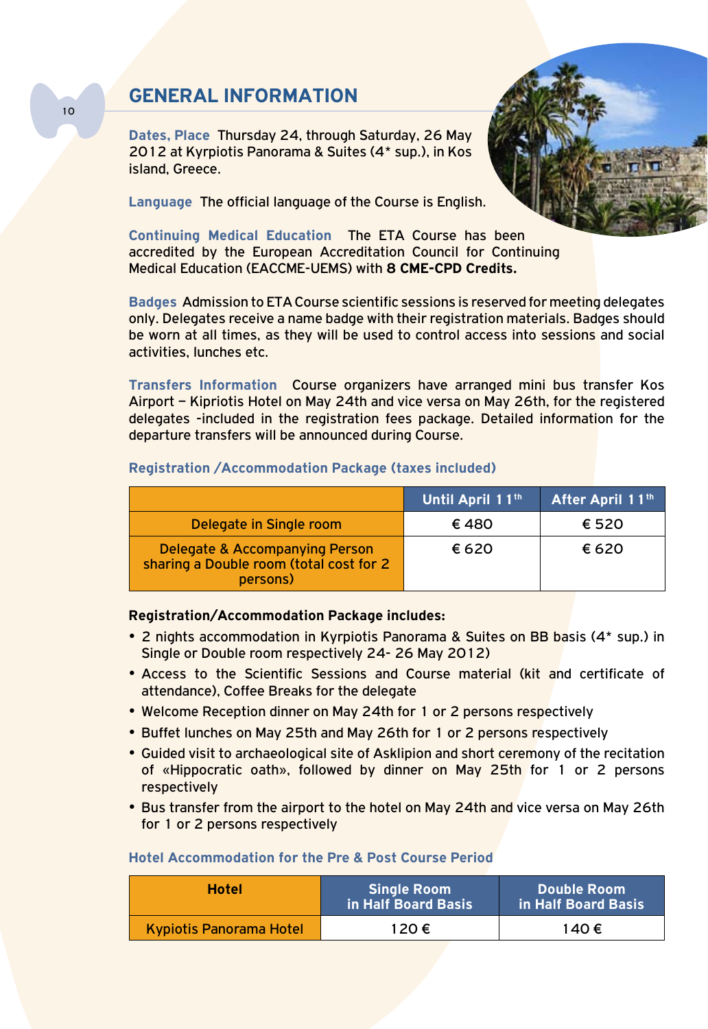## GENERAL INFORMATION

**Dates, Place** Thursday 24, through Saturday, 26 May 2012 at Kyrpiotis Panorama & Suites (4* sup.), in Kos island, Greece.

**Language** The official language of the Course is English.

**Continuing Medical Education** The ETA Course has been accredited by the European Accreditation Council for Continuing Medical Education (EACCME-UEMS) with **8 CME-CPD Credits.**

**Badges** Admission to ETA Course scientific sessions is reserved for meeting delegates only. Delegates receive a name badge with their registration materials. Badges should be worn at all times, as they will be used to control access into sessions and social activities, lunches etc.

**Transfers Information** Course organizers have arranged mini bus transfer Kos Airport – Kipriotis Hotel on May 24th and vice versa on May 26th, for the registered delegates -included in the registration fees package. Detailed information for the departure transfers will be announced during Course.

### Registration /Accommodation Package (taxes included)

| | Until April 11th | After April 11th |
|---|---|---|
| Delegate in Single room | € 480 | € 520 |
| Delegate & Accompanying Person sharing a Double room (total cost for 2 persons) | € 620 | € 620 |

**Registration/Accommodation Package includes:**

- 2 nights accommodation in Kyrpiotis Panorama & Suites on BB basis (4* sup.) in Single or Double room respectively 24- 26 May 2012)
- Access to the Scientific Sessions and Course material (kit and certificate of attendance), Coffee Breaks for the delegate
- Welcome Reception dinner on May 24th for 1 or 2 persons respectively
- Buffet lunches on May 25th and May 26th for 1 or 2 persons respectively
- Guided visit to archaeological site of Asklipion and short ceremony of the recitation of «Hippocratic oath», followed by dinner on May 25th for 1 or 2 persons respectively
- Bus transfer from the airport to the hotel on May 24th and vice versa on May 26th for 1 or 2 persons respectively

### Hotel Accommodation for the Pre & Post Course Period

| Hotel | Single Room in Half Board Basis | Double Room in Half Board Basis |
|---|---|---|
| Kypiotis Panorama Hotel | 120 € | 140 € |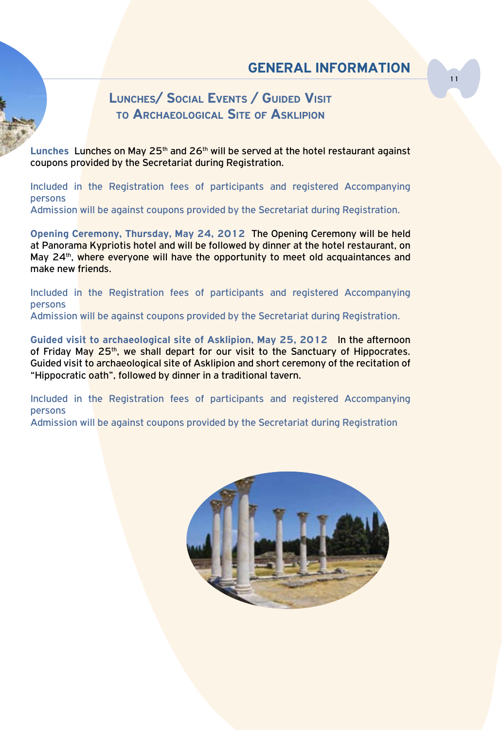# GENERAL INFORMATION

## Lunches/ Social Events / Guided Visit to Archaeological Site of Asklipion

**Lunches** Lunches on May 25th and 26th will be served at the hotel restaurant against coupons provided by the Secretariat during Registration.

Included in the Registration fees of participants and registered Accompanying persons
Admission will be against coupons provided by the Secretariat during Registration.

**Opening Ceremony, Thursday, May 24, 2012** The Opening Ceremony will be held at Panorama Kypriotis hotel and will be followed by dinner at the hotel restaurant, on May 24th, where everyone will have the opportunity to meet old acquaintances and make new friends.

Included in the Registration fees of participants and registered Accompanying persons
Admission will be against coupons provided by the Secretariat during Registration.

**Guided visit to archaeological site of Asklipion, May 25, 2012** In the afternoon of Friday May 25th, we shall depart for our visit to the Sanctuary of Hippocrates. Guided visit to archaeological site of Asklipion and short ceremony of the recitation of "Hippocratic oath", followed by dinner in a traditional tavern.

Included in the Registration fees of participants and registered Accompanying persons
Admission will be against coupons provided by the Secretariat during Registration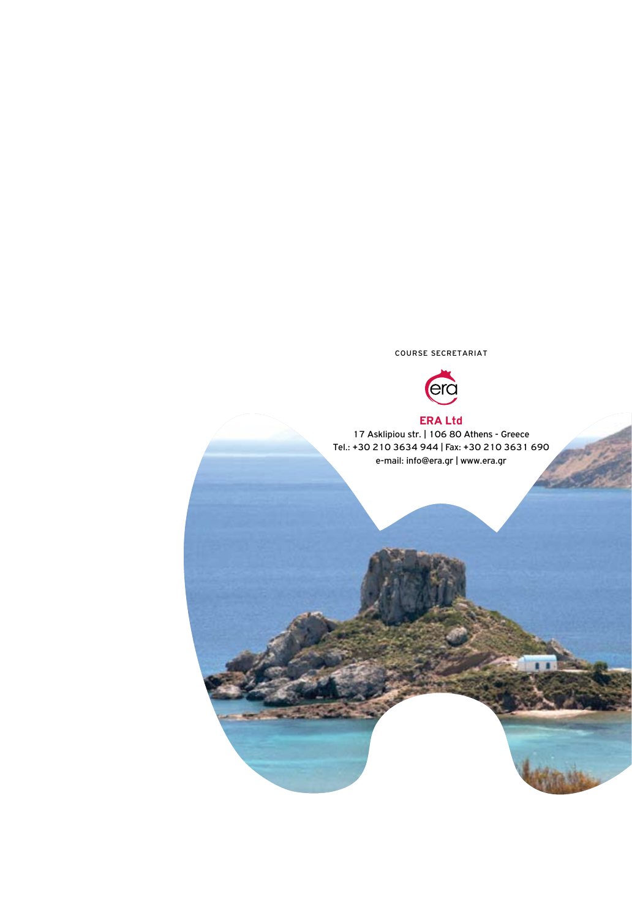COURSE SECRETARIAT

**ERA Ltd**

17 Asklipiou str. | 106 80 Athens - Greece
Tel.: +30 210 3634 944 | Fax: +30 210 3631 690
e-mail: info@era.gr | www.era.gr